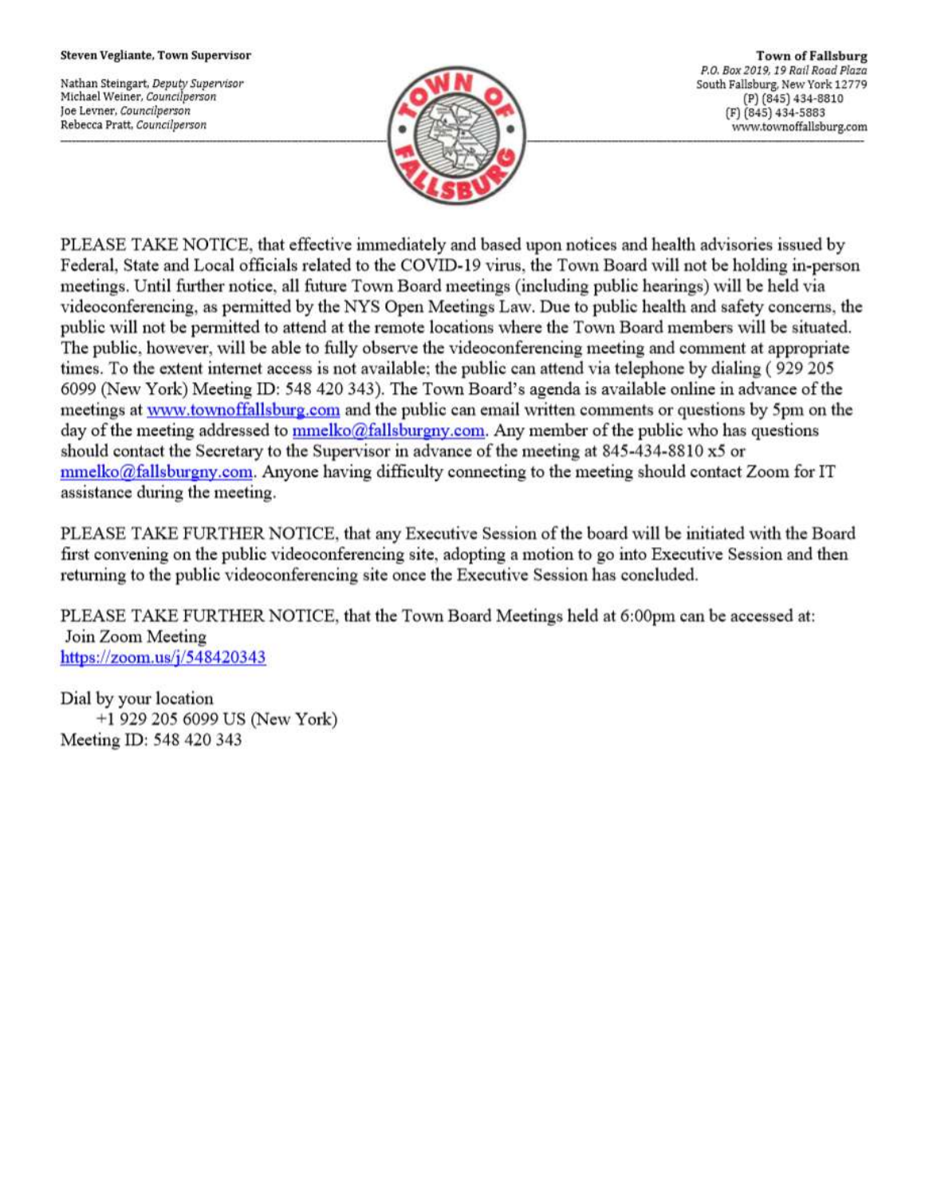**Steven Vegliante, Town Supervisor**

Nathan Steingart, *Deputy Supervisor*
Michael Weiner, *Councilperson*
Joe Levner, *Councilperson*
Rebecca Pratt, *Councilperson*

**Town of Fallsburg**
*P.O. Box 2019, 19 Rail Road Plaza*
South Fallsburg, New York 12779
(P) (845) 434-8810
(F) (845) 434-5883
www.townoffallsburg.com

---

PLEASE TAKE NOTICE, that effective immediately and based upon notices and health advisories issued by Federal, State and Local officials related to the COVID-19 virus, the Town Board will not be holding in-person meetings. Until further notice, all future Town Board meetings (including public hearings) will be held via videoconferencing, as permitted by the NYS Open Meetings Law. Due to public health and safety concerns, the public will not be permitted to attend at the remote locations where the Town Board members will be situated. The public, however, will be able to fully observe the videoconferencing meeting and comment at appropriate times. To the extent internet access is not available; the public can attend via telephone by dialing ( 929 205 6099 (New York) Meeting ID: 548 420 343). The Town Board's agenda is available online in advance of the meetings at www.townoffallsburg.com and the public can email written comments or questions by 5pm on the day of the meeting addressed to mmelko@fallsburgny.com. Any member of the public who has questions should contact the Secretary to the Supervisor in advance of the meeting at 845-434-8810 x5 or mmelko@fallsburgny.com. Anyone having difficulty connecting to the meeting should contact Zoom for IT assistance during the meeting.

PLEASE TAKE FURTHER NOTICE, that any Executive Session of the board will be initiated with the Board first convening on the public videoconferencing site, adopting a motion to go into Executive Session and then returning to the public videoconferencing site once the Executive Session has concluded.

PLEASE TAKE FURTHER NOTICE, that the Town Board Meetings held at 6:00pm can be accessed at:
Join Zoom Meeting
https://zoom.us/j/548420343

Dial by your location
+1 929 205 6099 US (New York)
Meeting ID: 548 420 343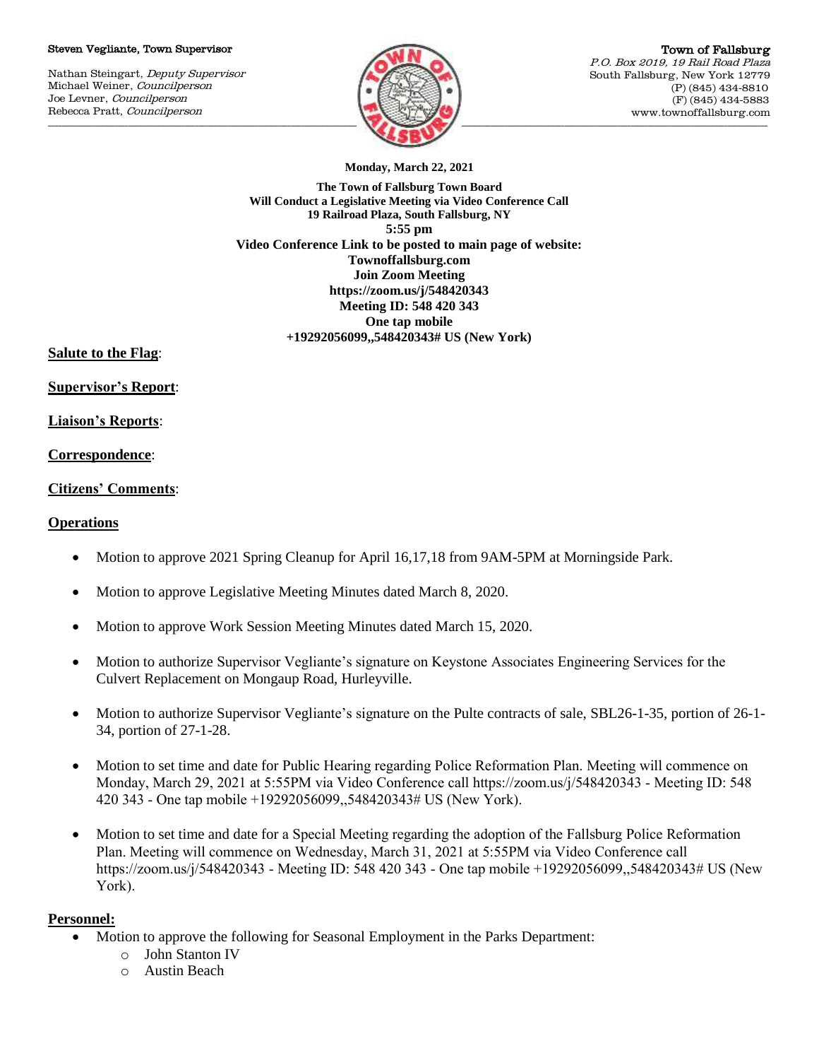Steven Vegliante, Town Supervisor

Nathan Steingart, *Deputy Supervisor*
Michael Weiner, *Councilperson*
Joe Levner, *Councilperson*
Rebecca Pratt, *Councilperson*

Town of Fallsburg
*P.O. Box 2019, 19 Rail Road Plaza*
South Fallsburg, New York 12779
(P) (845) 434-8810
(F) (845) 434-5883
www.townoffallsburg.com

**Monday, March 22, 2021**

**The Town of Fallsburg Town Board**
**Will Conduct a Legislative Meeting via Video Conference Call**
**19 Railroad Plaza, South Fallsburg, NY**
**5:55 pm**
**Video Conference Link to be posted to main page of website:**
**Townoffallsburg.com**
**Join Zoom Meeting**
**https://zoom.us/j/548420343**
**Meeting ID: 548 420 343**
**One tap mobile**
**+19292056099,,548420343# US (New York)**

**Salute to the Flag**:

**Supervisor's Report**:

**Liaison's Reports**:

**Correspondence**:

**Citizens' Comments**:

**Operations**

- Motion to approve 2021 Spring Cleanup for April 16,17,18 from 9AM-5PM at Morningside Park.
- Motion to approve Legislative Meeting Minutes dated March 8, 2020.
- Motion to approve Work Session Meeting Minutes dated March 15, 2020.
- Motion to authorize Supervisor Vegliante's signature on Keystone Associates Engineering Services for the Culvert Replacement on Mongaup Road, Hurleyville.
- Motion to authorize Supervisor Vegliante's signature on the Pulte contracts of sale, SBL26-1-35, portion of 26-1-34, portion of 27-1-28.
- Motion to set time and date for Public Hearing regarding Police Reformation Plan. Meeting will commence on Monday, March 29, 2021 at 5:55PM via Video Conference call https://zoom.us/j/548420343 - Meeting ID: 548 420 343 - One tap mobile +19292056099,,548420343# US (New York).
- Motion to set time and date for a Special Meeting regarding the adoption of the Fallsburg Police Reformation Plan. Meeting will commence on Wednesday, March 31, 2021 at 5:55PM via Video Conference call https://zoom.us/j/548420343 - Meeting ID: 548 420 343 - One tap mobile +19292056099,,548420343# US (New York).

**Personnel:**

- Motion to approve the following for Seasonal Employment in the Parks Department:
  - John Stanton IV
  - Austin Beach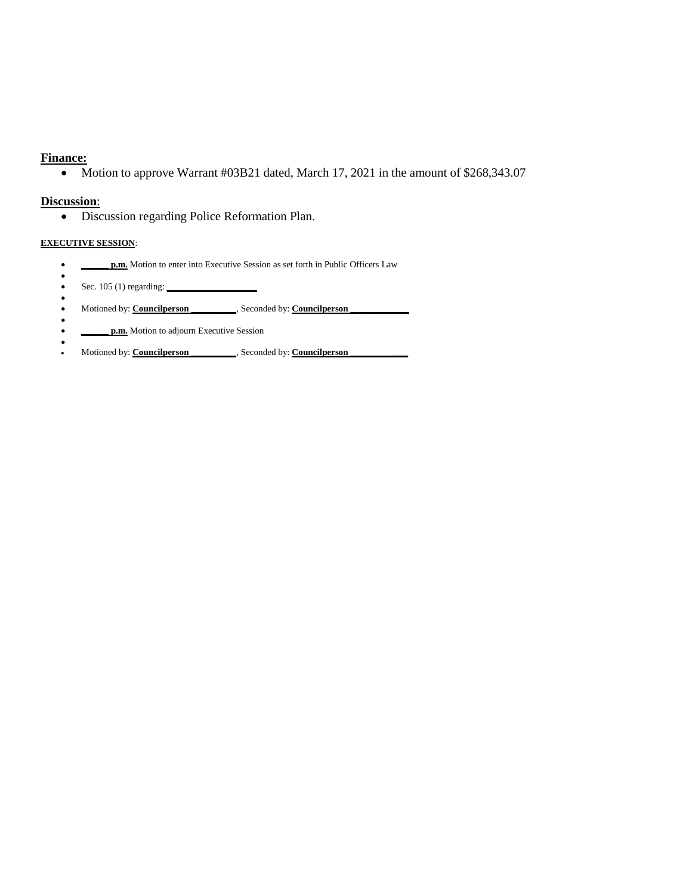## Finance:

- Motion to approve Warrant #03B21 dated, March 17, 2021 in the amount of $268,343.07

## Discussion:

- Discussion regarding Police Reformation Plan.

### EXECUTIVE SESSION:

- **______ p.m.** Motion to enter into Executive Session as set forth in Public Officers Law
- 
- Sec. 105 (1) regarding: ___________________
- 
- Motioned by: **Councilperson __________**, Seconded by: **Councilperson ____________**
- 
- **______ p.m.** Motion to adjourn Executive Session
- 
- Motioned by: **Councilperson __________**, Seconded by: **Councilperson ____________**